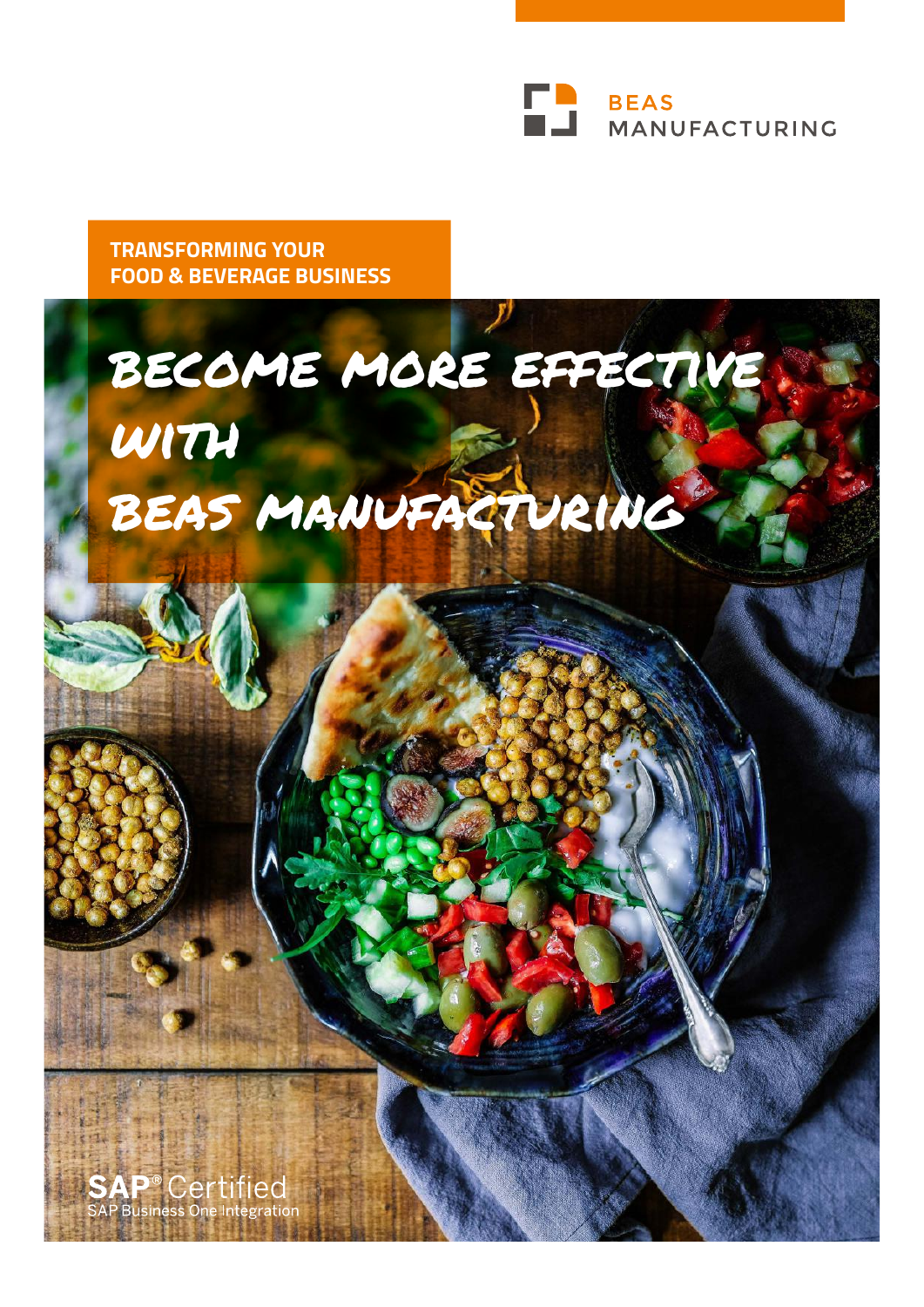BEAS MANUFACTURING

**TRANSFORMING YOUR FOOD & BEVERAGE BUSINESS**

# BECOME MORE EFFECTIVE WITH BEAS MANUFACTURING

SAP® Certified
SAP Business One Integration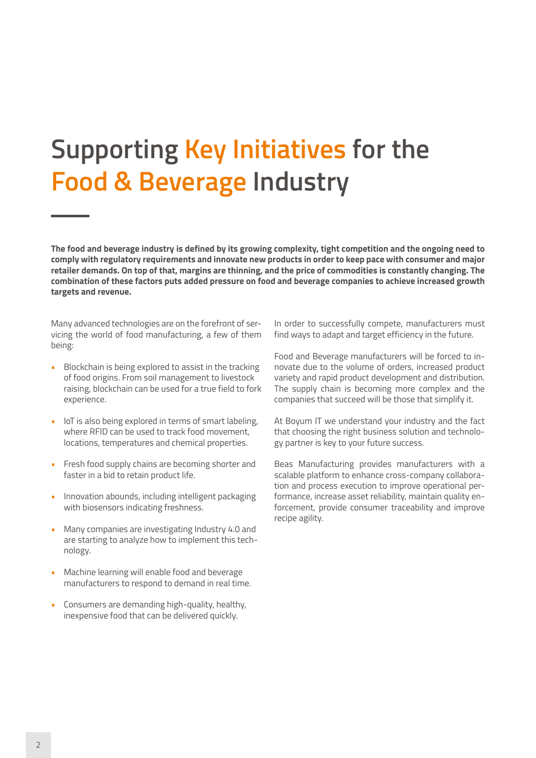# Supporting Key Initiatives for the Food & Beverage Industry

**The food and beverage industry is defined by its growing complexity, tight competition and the ongoing need to comply with regulatory requirements and innovate new products in order to keep pace with consumer and major retailer demands. On top of that, margins are thinning, and the price of commodities is constantly changing. The combination of these factors puts added pressure on food and beverage companies to achieve increased growth targets and revenue.**

Many advanced technologies are on the forefront of servicing the world of food manufacturing, a few of them being:

- Blockchain is being explored to assist in the tracking of food origins. From soil management to livestock raising, blockchain can be used for a true field to fork experience.
- IoT is also being explored in terms of smart labeling, where RFID can be used to track food movement, locations, temperatures and chemical properties.
- Fresh food supply chains are becoming shorter and faster in a bid to retain product life.
- Innovation abounds, including intelligent packaging with biosensors indicating freshness.
- Many companies are investigating Industry 4.0 and are starting to analyze how to implement this technology.
- Machine learning will enable food and beverage manufacturers to respond to demand in real time.
- Consumers are demanding high-quality, healthy, inexpensive food that can be delivered quickly.

In order to successfully compete, manufacturers must find ways to adapt and target efficiency in the future.

Food and Beverage manufacturers will be forced to innovate due to the volume of orders, increased product variety and rapid product development and distribution. The supply chain is becoming more complex and the companies that succeed will be those that simplify it.

At Boyum IT we understand your industry and the fact that choosing the right business solution and technology partner is key to your future success.

Beas Manufacturing provides manufacturers with a scalable platform to enhance cross-company collaboration and process execution to improve operational performance, increase asset reliability, maintain quality enforcement, provide consumer traceability and improve recipe agility.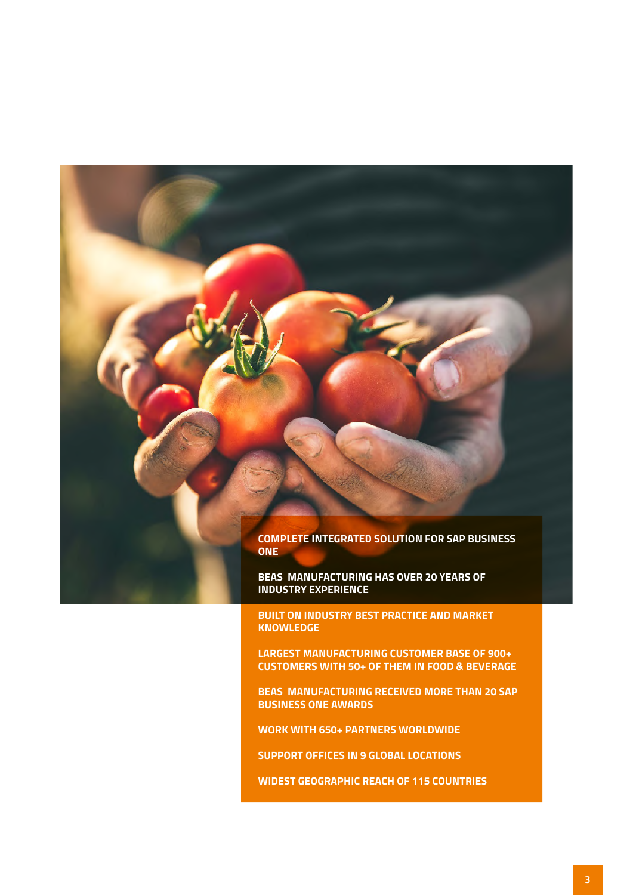- COMPLETE INTEGRATED SOLUTION FOR SAP BUSINESS ONE
- BEAS MANUFACTURING HAS OVER 20 YEARS OF INDUSTRY EXPERIENCE
- BUILT ON INDUSTRY BEST PRACTICE AND MARKET KNOWLEDGE
- LARGEST MANUFACTURING CUSTOMER BASE OF 900+ CUSTOMERS WITH 50+ OF THEM IN FOOD & BEVERAGE
- BEAS MANUFACTURING RECEIVED MORE THAN 20 SAP BUSINESS ONE AWARDS
- WORK WITH 650+ PARTNERS WORLDWIDE
- SUPPORT OFFICES IN 9 GLOBAL LOCATIONS
- WIDEST GEOGRAPHIC REACH OF 115 COUNTRIES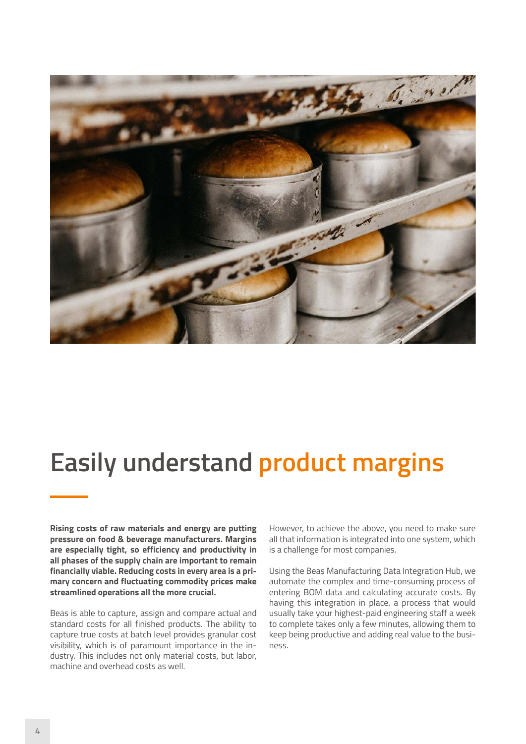# Easily understand product margins

**Rising costs of raw materials and energy are putting pressure on food & beverage manufacturers. Margins are especially tight, so efficiency and productivity in all phases of the supply chain are important to remain financially viable. Reducing costs in every area is a primary concern and fluctuating commodity prices make streamlined operations all the more crucial.**

Beas is able to capture, assign and compare actual and standard costs for all finished products. The ability to capture true costs at batch level provides granular cost visibility, which is of paramount importance in the industry. This includes not only material costs, but labor, machine and overhead costs as well.

However, to achieve the above, you need to make sure all that information is integrated into one system, which is a challenge for most companies.

Using the Beas Manufacturing Data Integration Hub, we automate the complex and time-consuming process of entering BOM data and calculating accurate costs. By having this integration in place, a process that would usually take your highest-paid engineering staff a week to complete takes only a few minutes, allowing them to keep being productive and adding real value to the business.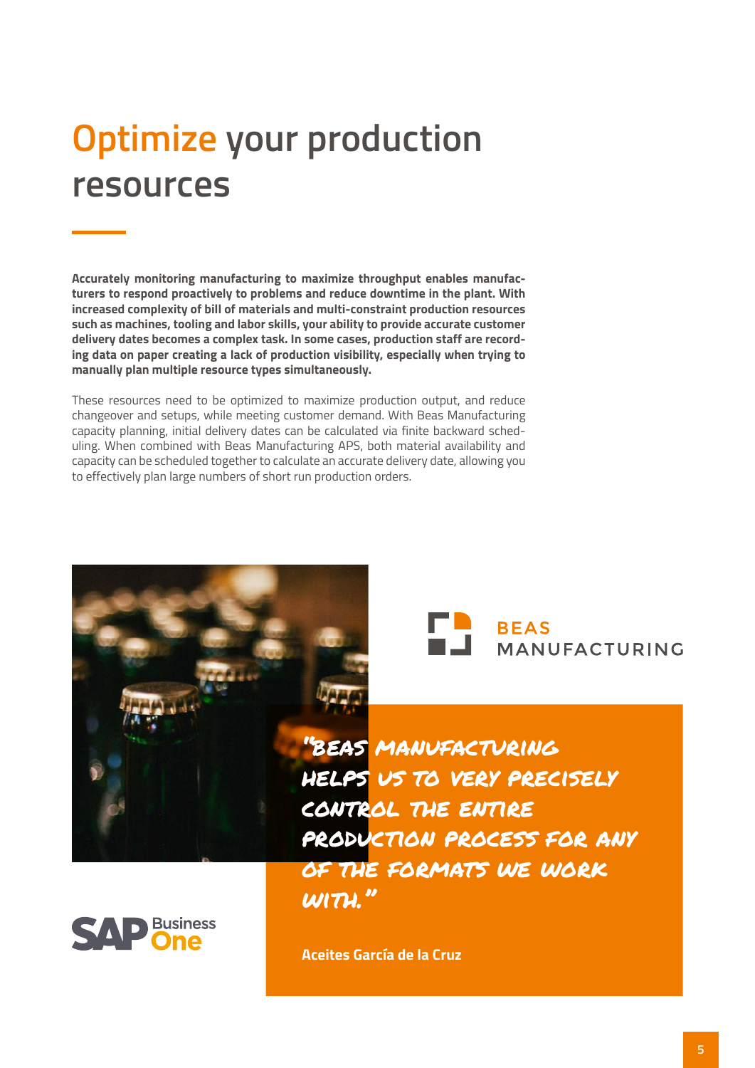# Optimize your production resources

**Accurately monitoring manufacturing to maximize throughput enables manufacturers to respond proactively to problems and reduce downtime in the plant. With increased complexity of bill of materials and multi-constraint production resources such as machines, tooling and labor skills, your ability to provide accurate customer delivery dates becomes a complex task. In some cases, production staff are recording data on paper creating a lack of production visibility, especially when trying to manually plan multiple resource types simultaneously.**

These resources need to be optimized to maximize production output, and reduce changeover and setups, while meeting customer demand. With Beas Manufacturing capacity planning, initial delivery dates can be calculated via finite backward scheduling. When combined with Beas Manufacturing APS, both material availability and capacity can be scheduled together to calculate an accurate delivery date, allowing you to effectively plan large numbers of short run production orders.

BEAS MANUFACTURING

*"Beas Manufacturing helps us to very precisely control the entire production process for any of the formats we work with."*

**Aceites García de la Cruz**

SAP Business One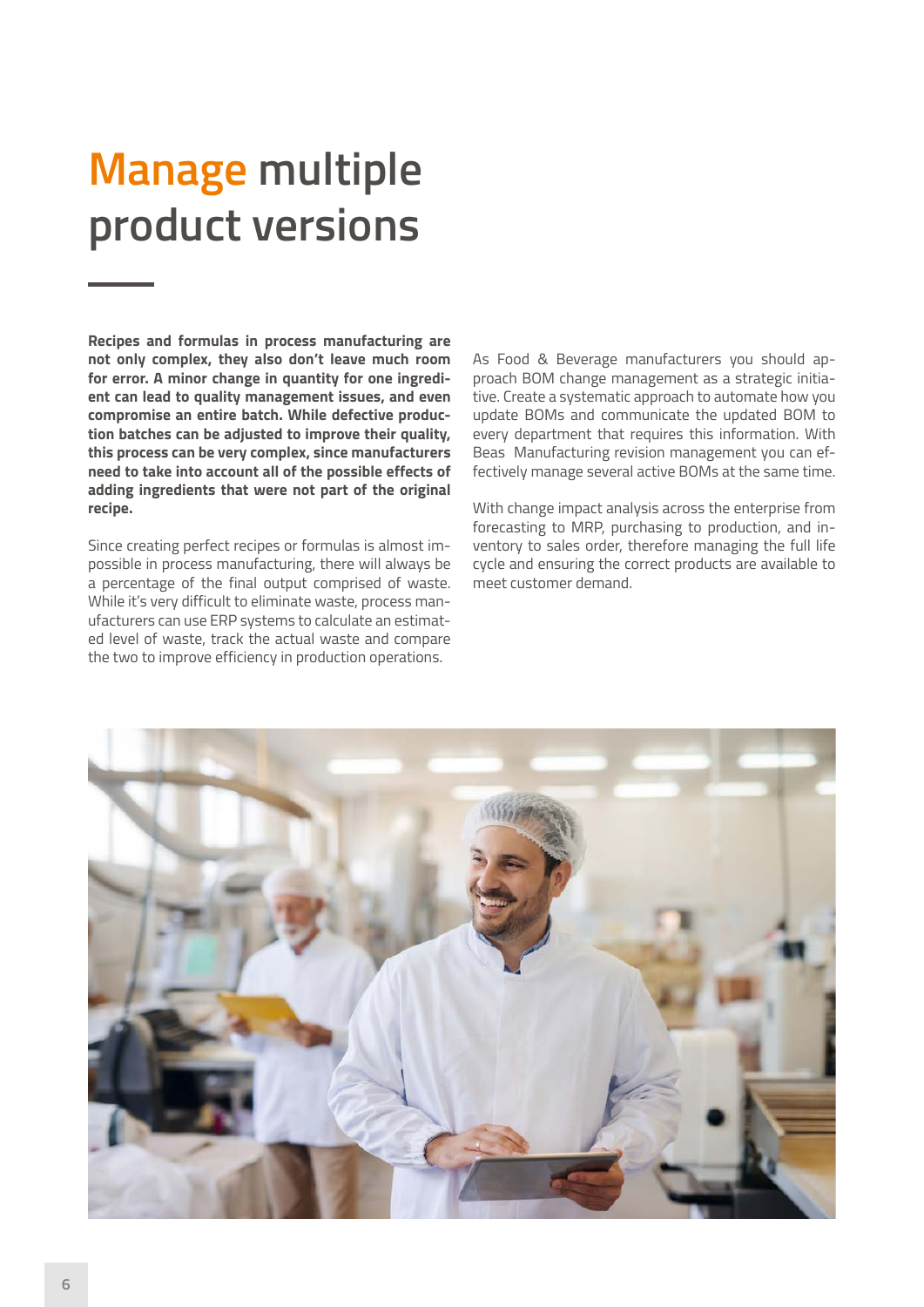# Manage multiple product versions

**Recipes and formulas in process manufacturing are not only complex, they also don't leave much room for error. A minor change in quantity for one ingredient can lead to quality management issues, and even compromise an entire batch. While defective production batches can be adjusted to improve their quality, this process can be very complex, since manufacturers need to take into account all of the possible effects of adding ingredients that were not part of the original recipe.**

Since creating perfect recipes or formulas is almost impossible in process manufacturing, there will always be a percentage of the final output comprised of waste. While it's very difficult to eliminate waste, process manufacturers can use ERP systems to calculate an estimated level of waste, track the actual waste and compare the two to improve efficiency in production operations.

As Food & Beverage manufacturers you should approach BOM change management as a strategic initiative. Create a systematic approach to automate how you update BOMs and communicate the updated BOM to every department that requires this information. With Beas Manufacturing revision management you can effectively manage several active BOMs at the same time.

With change impact analysis across the enterprise from forecasting to MRP, purchasing to production, and inventory to sales order, therefore managing the full life cycle and ensuring the correct products are available to meet customer demand.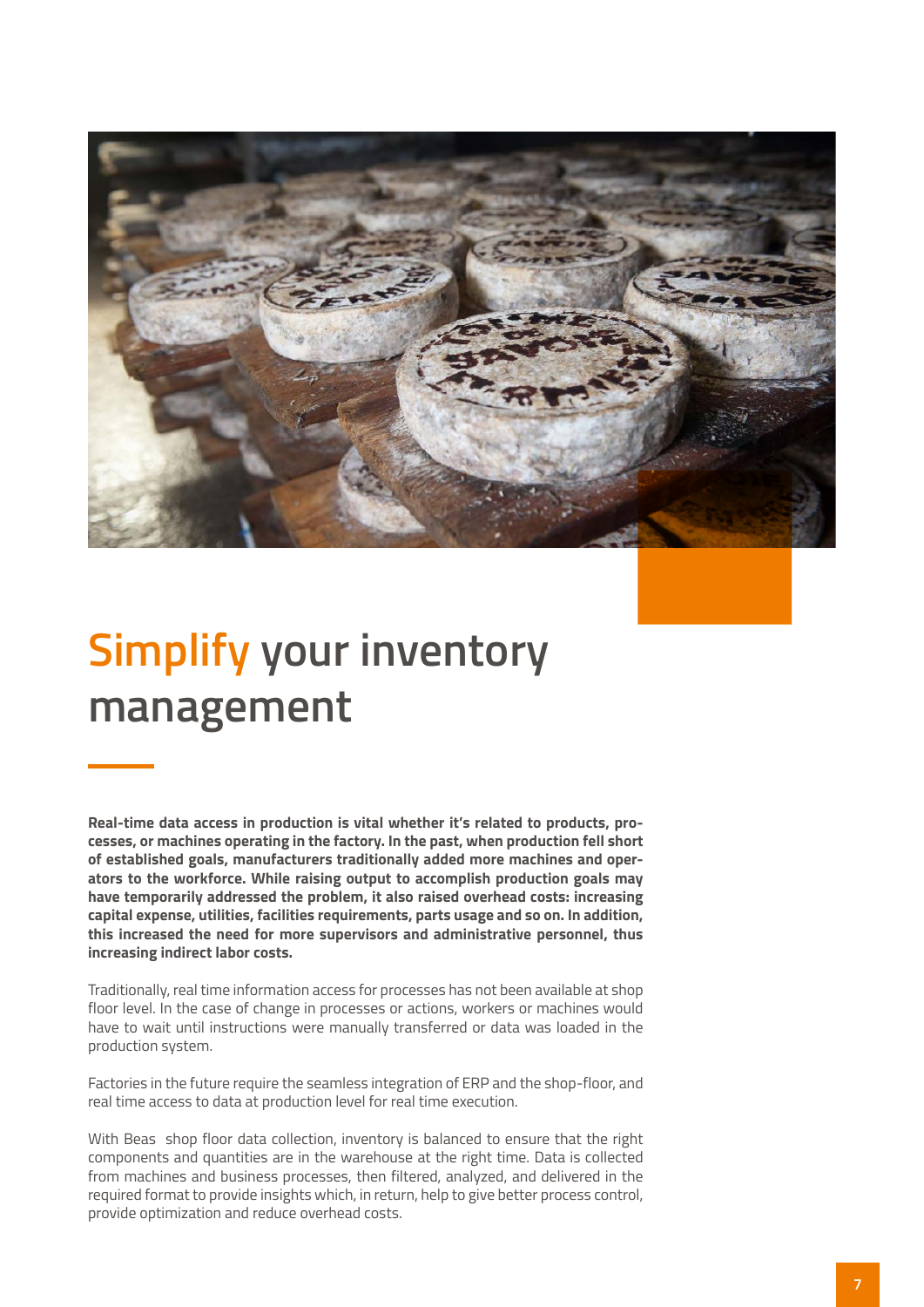# Simplify your inventory management

**Real-time data access in production is vital whether it's related to products, processes, or machines operating in the factory. In the past, when production fell short of established goals, manufacturers traditionally added more machines and operators to the workforce. While raising output to accomplish production goals may have temporarily addressed the problem, it also raised overhead costs: increasing capital expense, utilities, facilities requirements, parts usage and so on. In addition, this increased the need for more supervisors and administrative personnel, thus increasing indirect labor costs.**

Traditionally, real time information access for processes has not been available at shop floor level. In the case of change in processes or actions, workers or machines would have to wait until instructions were manually transferred or data was loaded in the production system.

Factories in the future require the seamless integration of ERP and the shop-floor, and real time access to data at production level for real time execution.

With Beas shop floor data collection, inventory is balanced to ensure that the right components and quantities are in the warehouse at the right time. Data is collected from machines and business processes, then filtered, analyzed, and delivered in the required format to provide insights which, in return, help to give better process control, provide optimization and reduce overhead costs.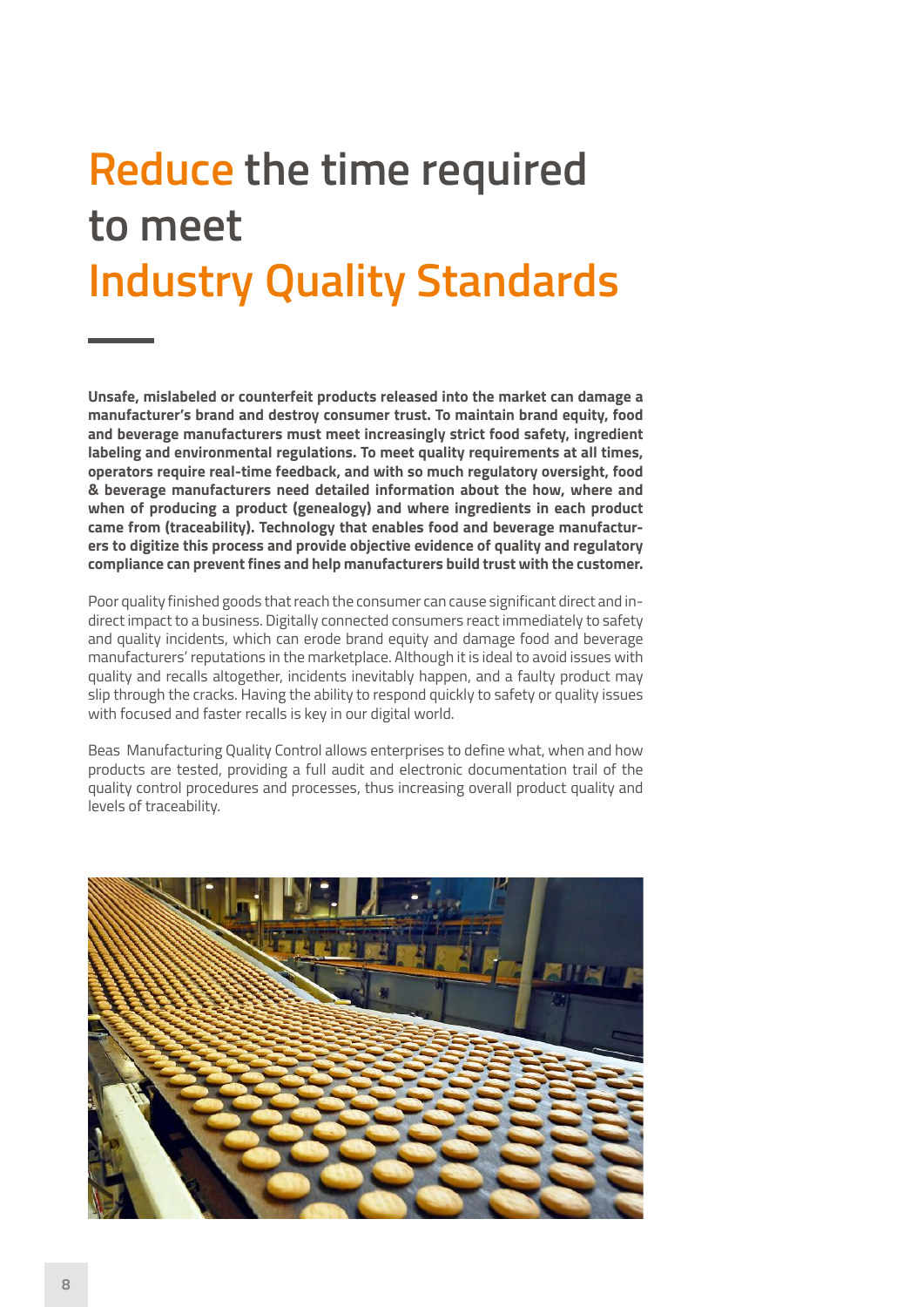# Reduce the time required to meet Industry Quality Standards

**Unsafe, mislabeled or counterfeit products released into the market can damage a manufacturer's brand and destroy consumer trust. To maintain brand equity, food and beverage manufacturers must meet increasingly strict food safety, ingredient labeling and environmental regulations. To meet quality requirements at all times, operators require real-time feedback, and with so much regulatory oversight, food & beverage manufacturers need detailed information about the how, where and when of producing a product (genealogy) and where ingredients in each product came from (traceability). Technology that enables food and beverage manufacturers to digitize this process and provide objective evidence of quality and regulatory compliance can prevent fines and help manufacturers build trust with the customer.**

Poor quality finished goods that reach the consumer can cause significant direct and indirect impact to a business. Digitally connected consumers react immediately to safety and quality incidents, which can erode brand equity and damage food and beverage manufacturers' reputations in the marketplace. Although it is ideal to avoid issues with quality and recalls altogether, incidents inevitably happen, and a faulty product may slip through the cracks. Having the ability to respond quickly to safety or quality issues with focused and faster recalls is key in our digital world.

Beas Manufacturing Quality Control allows enterprises to define what, when and how products are tested, providing a full audit and electronic documentation trail of the quality control procedures and processes, thus increasing overall product quality and levels of traceability.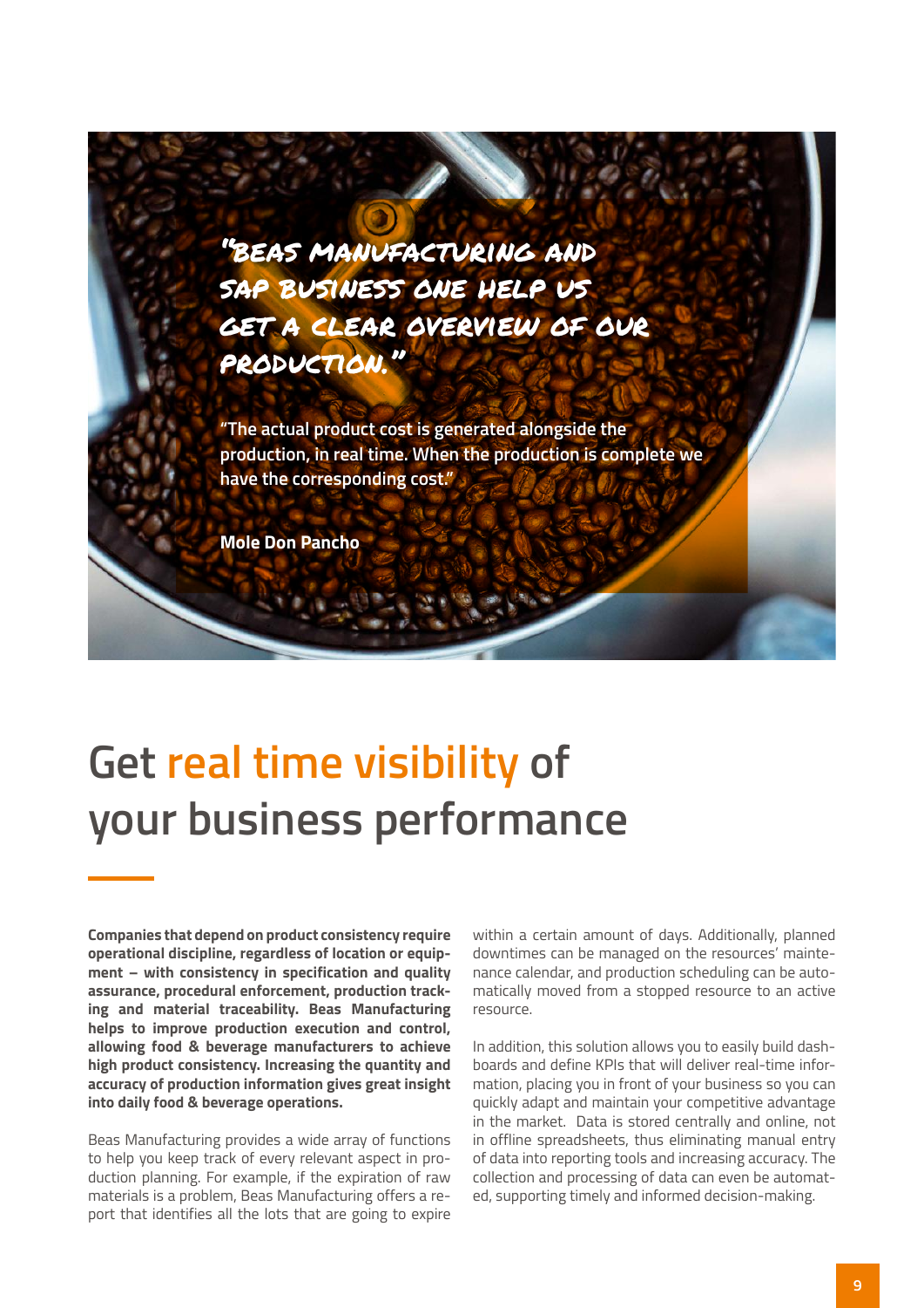> **"BEAS MANUFACTURING AND SAP BUSINESS ONE HELP US GET A CLEAR OVERVIEW OF OUR PRODUCTION."**
>
> "The actual product cost is generated alongside the production, in real time. When the production is complete we have the corresponding cost."
>
> **Mole Don Pancho**

# Get real time visibility of your business performance

**Companies that depend on product consistency require operational discipline, regardless of location or equipment – with consistency in specification and quality assurance, procedural enforcement, production tracking and material traceability. Beas Manufacturing helps to improve production execution and control, allowing food & beverage manufacturers to achieve high product consistency. Increasing the quantity and accuracy of production information gives great insight into daily food & beverage operations.**

Beas Manufacturing provides a wide array of functions to help you keep track of every relevant aspect in production planning. For example, if the expiration of raw materials is a problem, Beas Manufacturing offers a report that identifies all the lots that are going to expire within a certain amount of days. Additionally, planned downtimes can be managed on the resources' maintenance calendar, and production scheduling can be automatically moved from a stopped resource to an active resource.

In addition, this solution allows you to easily build dashboards and define KPIs that will deliver real-time information, placing you in front of your business so you can quickly adapt and maintain your competitive advantage in the market. Data is stored centrally and online, not in offline spreadsheets, thus eliminating manual entry of data into reporting tools and increasing accuracy. The collection and processing of data can even be automated, supporting timely and informed decision-making.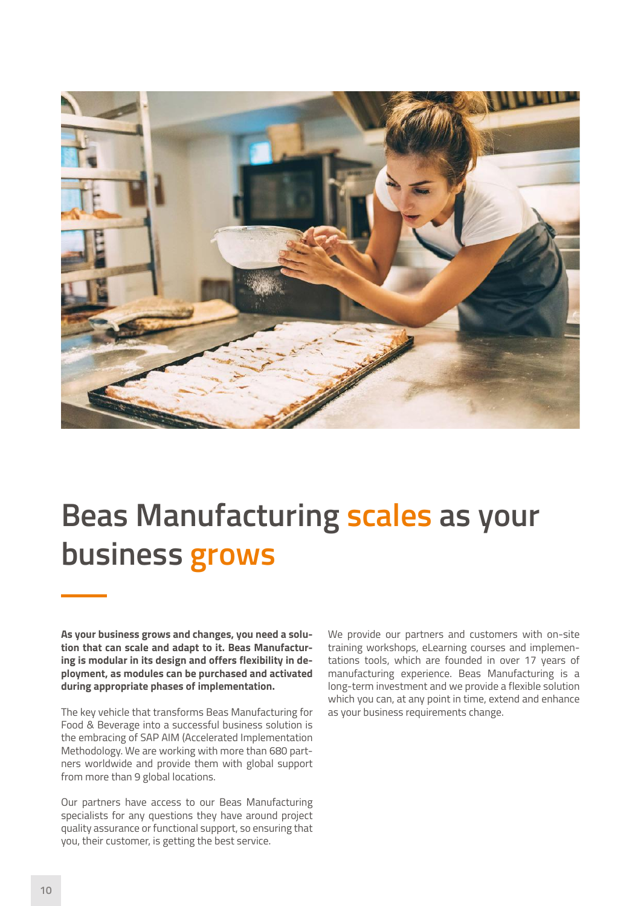# Beas Manufacturing scales as your business grows

**As your business grows and changes, you need a solution that can scale and adapt to it. Beas Manufacturing is modular in its design and offers flexibility in deployment, as modules can be purchased and activated during appropriate phases of implementation.**

The key vehicle that transforms Beas Manufacturing for Food & Beverage into a successful business solution is the embracing of SAP AIM (Accelerated Implementation Methodology. We are working with more than 680 partners worldwide and provide them with global support from more than 9 global locations.

Our partners have access to our Beas Manufacturing specialists for any questions they have around project quality assurance or functional support, so ensuring that you, their customer, is getting the best service.

We provide our partners and customers with on-site training workshops, eLearning courses and implementations tools, which are founded in over 17 years of manufacturing experience. Beas Manufacturing is a long-term investment and we provide a flexible solution which you can, at any point in time, extend and enhance as your business requirements change.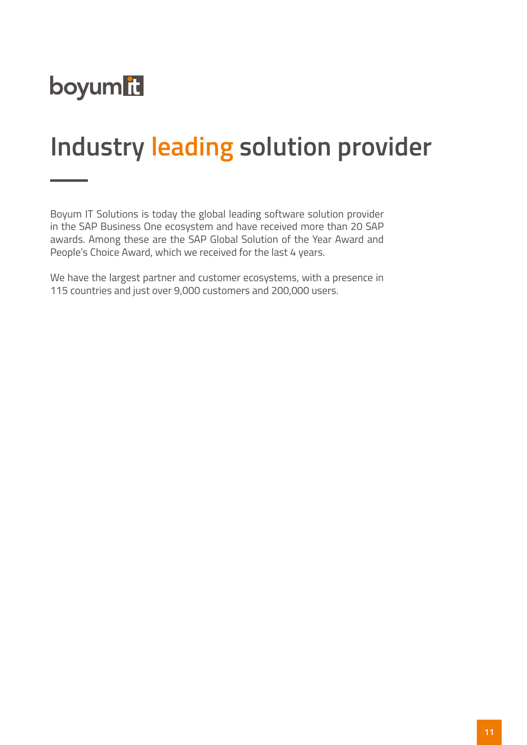boyum it

# Industry leading solution provider

Boyum IT Solutions is today the global leading software solution provider in the SAP Business One ecosystem and have received more than 20 SAP awards. Among these are the SAP Global Solution of the Year Award and People's Choice Award, which we received for the last 4 years.

We have the largest partner and customer ecosystems, with a presence in 115 countries and just over 9,000 customers and 200,000 users.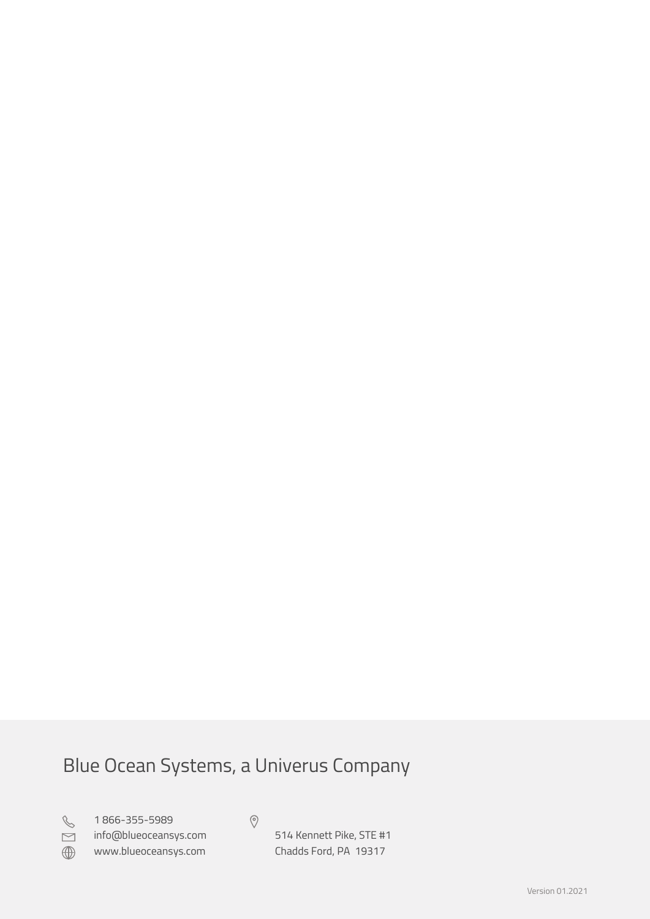Blue Ocean Systems, a Univerus Company

1 866-355-5989
info@blueoceansys.com
www.blueoceansys.com

514 Kennett Pike, STE #1
Chadds Ford, PA 19317

Version 01.2021